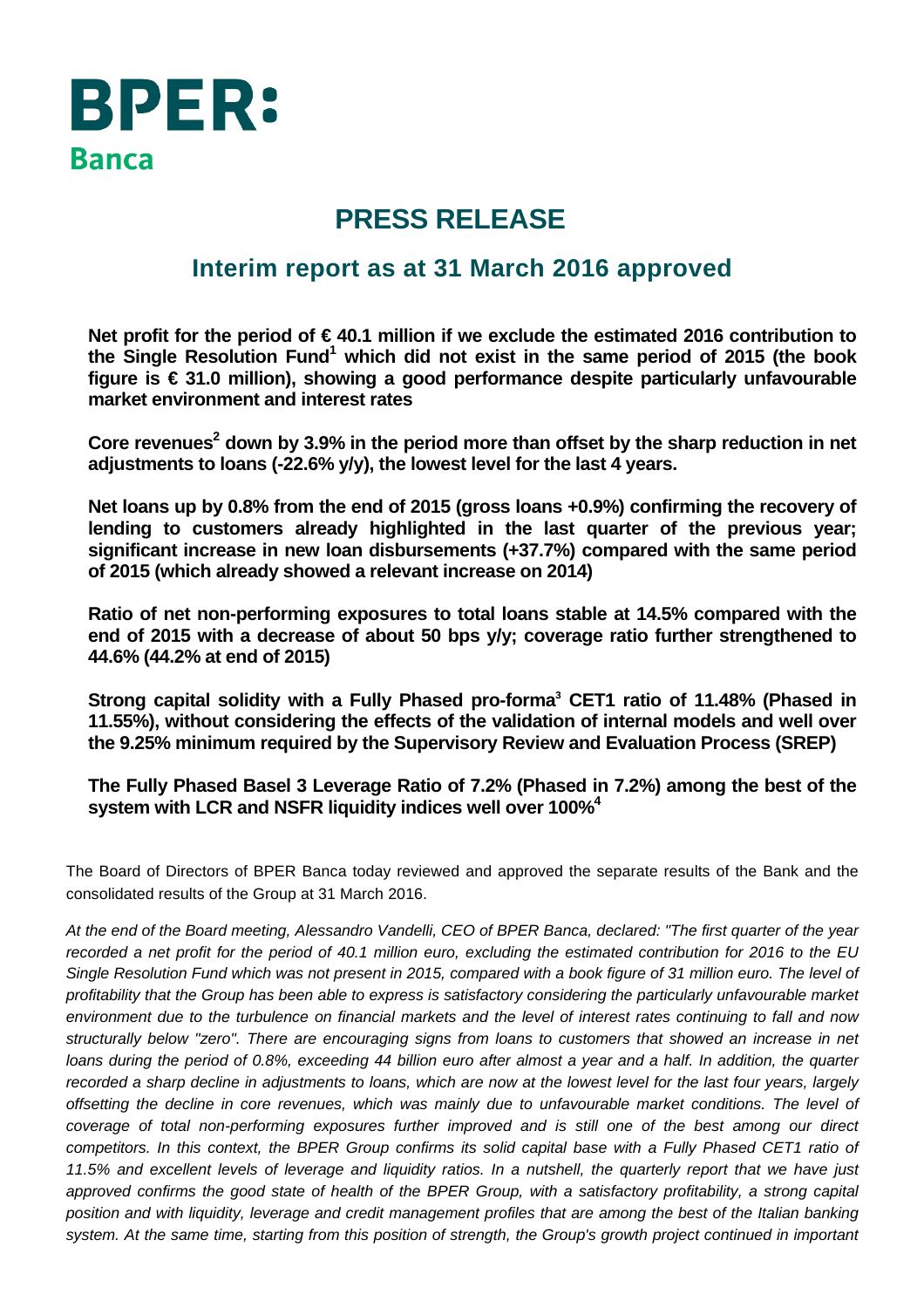**BPER: Banca**

# PRESS RELEASE

## Interim report as at 31 March 2016 approved

**Net profit for the period of € 40.1 million if we exclude the estimated 2016 contribution to the Single Resolution Fund[1] which did not exist in the same period of 2015 (the book figure is € 31.0 million), showing a good performance despite particularly unfavourable market environment and interest rates**

**Core revenues[2] down by 3.9% in the period more than offset by the sharp reduction in net adjustments to loans (-22.6% y/y), the lowest level for the last 4 years.**

**Net loans up by 0.8% from the end of 2015 (gross loans +0.9%) confirming the recovery of lending to customers already highlighted in the last quarter of the previous year; significant increase in new loan disbursements (+37.7%) compared with the same period of 2015 (which already showed a relevant increase on 2014)**

**Ratio of net non-performing exposures to total loans stable at 14.5% compared with the end of 2015 with a decrease of about 50 bps y/y; coverage ratio further strengthened to 44.6% (44.2% at end of 2015)**

**Strong capital solidity with a Fully Phased pro-forma[3] CET1 ratio of 11.48% (Phased in 11.55%), without considering the effects of the validation of internal models and well over the 9.25% minimum required by the Supervisory Review and Evaluation Process (SREP)**

**The Fully Phased Basel 3 Leverage Ratio of 7.2% (Phased in 7.2%) among the best of the system with LCR and NSFR liquidity indices well over 100%[4]**

The Board of Directors of BPER Banca today reviewed and approved the separate results of the Bank and the consolidated results of the Group at 31 March 2016.

*At the end of the Board meeting, Alessandro Vandelli, CEO of BPER Banca, declared: "The first quarter of the year recorded a net profit for the period of 40.1 million euro, excluding the estimated contribution for 2016 to the EU Single Resolution Fund which was not present in 2015, compared with a book figure of 31 million euro. The level of profitability that the Group has been able to express is satisfactory considering the particularly unfavourable market environment due to the turbulence on financial markets and the level of interest rates continuing to fall and now structurally below "zero". There are encouraging signs from loans to customers that showed an increase in net loans during the period of 0.8%, exceeding 44 billion euro after almost a year and a half. In addition, the quarter recorded a sharp decline in adjustments to loans, which are now at the lowest level for the last four years, largely offsetting the decline in core revenues, which was mainly due to unfavourable market conditions. The level of coverage of total non-performing exposures further improved and is still one of the best among our direct competitors. In this context, the BPER Group confirms its solid capital base with a Fully Phased CET1 ratio of 11.5% and excellent levels of leverage and liquidity ratios. In a nutshell, the quarterly report that we have just approved confirms the good state of health of the BPER Group, with a satisfactory profitability, a strong capital position and with liquidity, leverage and credit management profiles that are among the best of the Italian banking system. At the same time, starting from this position of strength, the Group's growth project continued in important*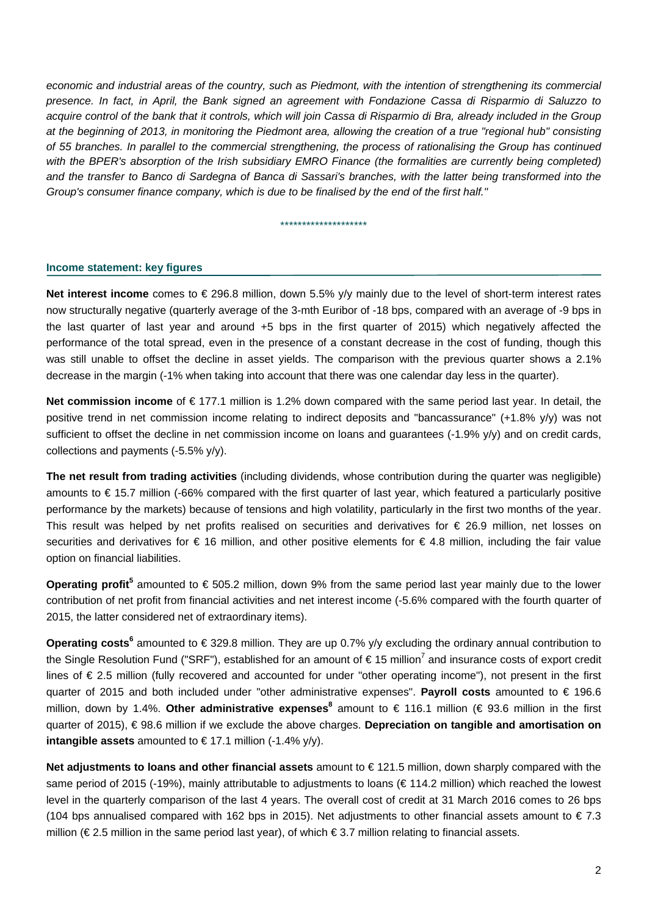*economic and industrial areas of the country, such as Piedmont, with the intention of strengthening its commercial presence. In fact, in April, the Bank signed an agreement with Fondazione Cassa di Risparmio di Saluzzo to acquire control of the bank that it controls, which will join Cassa di Risparmio di Bra, already included in the Group at the beginning of 2013, in monitoring the Piedmont area, allowing the creation of a true "regional hub" consisting of 55 branches. In parallel to the commercial strengthening, the process of rationalising the Group has continued with the BPER's absorption of the Irish subsidiary EMRO Finance (the formalities are currently being completed) and the transfer to Banco di Sardegna of Banca di Sassari's branches, with the latter being transformed into the Group's consumer finance company, which is due to be finalised by the end of the first half."*

********************

## Income statement: key figures

**Net interest income** comes to € 296.8 million, down 5.5% y/y mainly due to the level of short-term interest rates now structurally negative (quarterly average of the 3-mth Euribor of -18 bps, compared with an average of -9 bps in the last quarter of last year and around +5 bps in the first quarter of 2015) which negatively affected the performance of the total spread, even in the presence of a constant decrease in the cost of funding, though this was still unable to offset the decline in asset yields. The comparison with the previous quarter shows a 2.1% decrease in the margin (-1% when taking into account that there was one calendar day less in the quarter).

**Net commission income** of € 177.1 million is 1.2% down compared with the same period last year. In detail, the positive trend in net commission income relating to indirect deposits and "bancassurance" (+1.8% y/y) was not sufficient to offset the decline in net commission income on loans and guarantees (-1.9% y/y) and on credit cards, collections and payments (-5.5% y/y).

**The net result from trading activities** (including dividends, whose contribution during the quarter was negligible) amounts to € 15.7 million (-66% compared with the first quarter of last year, which featured a particularly positive performance by the markets) because of tensions and high volatility, particularly in the first two months of the year. This result was helped by net profits realised on securities and derivatives for € 26.9 million, net losses on securities and derivatives for € 16 million, and other positive elements for € 4.8 million, including the fair value option on financial liabilities.

**Operating profit**[5] amounted to € 505.2 million, down 9% from the same period last year mainly due to the lower contribution of net profit from financial activities and net interest income (-5.6% compared with the fourth quarter of 2015, the latter considered net of extraordinary items).

**Operating costs**[6] amounted to € 329.8 million. They are up 0.7% y/y excluding the ordinary annual contribution to the Single Resolution Fund ("SRF"), established for an amount of € 15 million[7] and insurance costs of export credit lines of € 2.5 million (fully recovered and accounted for under "other operating income"), not present in the first quarter of 2015 and both included under "other administrative expenses". **Payroll costs** amounted to € 196.6 million, down by 1.4%. **Other administrative expenses**[8] amount to € 116.1 million (€ 93.6 million in the first quarter of 2015), € 98.6 million if we exclude the above charges. **Depreciation on tangible and amortisation on intangible assets** amounted to € 17.1 million (-1.4% y/y).

**Net adjustments to loans and other financial assets** amount to € 121.5 million, down sharply compared with the same period of 2015 (-19%), mainly attributable to adjustments to loans (€ 114.2 million) which reached the lowest level in the quarterly comparison of the last 4 years. The overall cost of credit at 31 March 2016 comes to 26 bps (104 bps annualised compared with 162 bps in 2015). Net adjustments to other financial assets amount to € 7.3 million (€ 2.5 million in the same period last year), of which € 3.7 million relating to financial assets.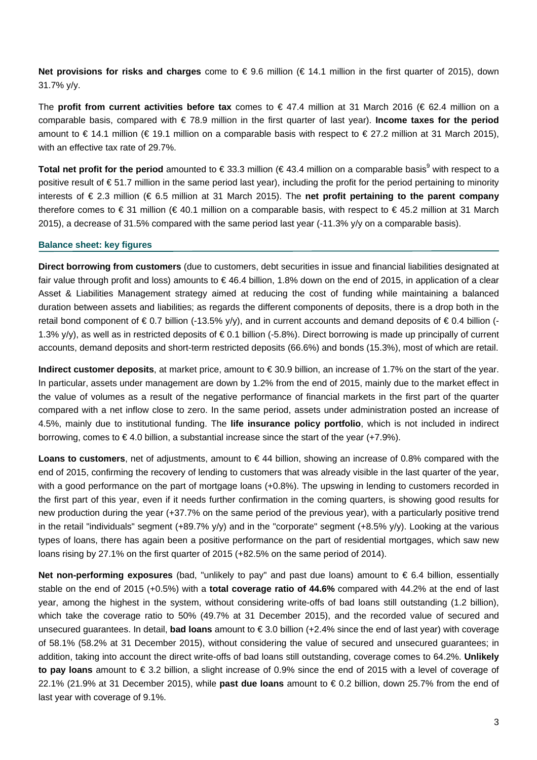**Net provisions for risks and charges** come to € 9.6 million (€ 14.1 million in the first quarter of 2015), down 31.7% y/y.

The **profit from current activities before tax** comes to € 47.4 million at 31 March 2016 (€ 62.4 million on a comparable basis, compared with € 78.9 million in the first quarter of last year). **Income taxes for the period** amount to € 14.1 million (€ 19.1 million on a comparable basis with respect to € 27.2 million at 31 March 2015), with an effective tax rate of 29.7%.

**Total net profit for the period** amounted to € 33.3 million (€ 43.4 million on a comparable basis[9] with respect to a positive result of € 51.7 million in the same period last year), including the profit for the period pertaining to minority interests of € 2.3 million (€ 6.5 million at 31 March 2015). The **net profit pertaining to the parent company** therefore comes to € 31 million (€ 40.1 million on a comparable basis, with respect to € 45.2 million at 31 March 2015), a decrease of 31.5% compared with the same period last year (-11.3% y/y on a comparable basis).

## Balance sheet: key figures

**Direct borrowing from customers** (due to customers, debt securities in issue and financial liabilities designated at fair value through profit and loss) amounts to € 46.4 billion, 1.8% down on the end of 2015, in application of a clear Asset & Liabilities Management strategy aimed at reducing the cost of funding while maintaining a balanced duration between assets and liabilities; as regards the different components of deposits, there is a drop both in the retail bond component of € 0.7 billion (-13.5% y/y), and in current accounts and demand deposits of € 0.4 billion (-1.3% y/y), as well as in restricted deposits of € 0.1 billion (-5.8%). Direct borrowing is made up principally of current accounts, demand deposits and short-term restricted deposits (66.6%) and bonds (15.3%), most of which are retail.

**Indirect customer deposits**, at market price, amount to € 30.9 billion, an increase of 1.7% on the start of the year. In particular, assets under management are down by 1.2% from the end of 2015, mainly due to the market effect in the value of volumes as a result of the negative performance of financial markets in the first part of the quarter compared with a net inflow close to zero. In the same period, assets under administration posted an increase of 4.5%, mainly due to institutional funding. The **life insurance policy portfolio**, which is not included in indirect borrowing, comes to € 4.0 billion, a substantial increase since the start of the year (+7.9%).

**Loans to customers**, net of adjustments, amount to € 44 billion, showing an increase of 0.8% compared with the end of 2015, confirming the recovery of lending to customers that was already visible in the last quarter of the year, with a good performance on the part of mortgage loans (+0.8%). The upswing in lending to customers recorded in the first part of this year, even if it needs further confirmation in the coming quarters, is showing good results for new production during the year (+37.7% on the same period of the previous year), with a particularly positive trend in the retail "individuals" segment (+89.7% y/y) and in the "corporate" segment (+8.5% y/y). Looking at the various types of loans, there has again been a positive performance on the part of residential mortgages, which saw new loans rising by 27.1% on the first quarter of 2015 (+82.5% on the same period of 2014).

**Net non-performing exposures** (bad, "unlikely to pay" and past due loans) amount to € 6.4 billion, essentially stable on the end of 2015 (+0.5%) with a **total coverage ratio of 44.6%** compared with 44.2% at the end of last year, among the highest in the system, without considering write-offs of bad loans still outstanding (1.2 billion), which take the coverage ratio to 50% (49.7% at 31 December 2015), and the recorded value of secured and unsecured guarantees. In detail, **bad loans** amount to € 3.0 billion (+2.4% since the end of last year) with coverage of 58.1% (58.2% at 31 December 2015), without considering the value of secured and unsecured guarantees; in addition, taking into account the direct write-offs of bad loans still outstanding, coverage comes to 64.2%. **Unlikely to pay loans** amount to € 3.2 billion, a slight increase of 0.9% since the end of 2015 with a level of coverage of 22.1% (21.9% at 31 December 2015), while **past due loans** amount to € 0.2 billion, down 25.7% from the end of last year with coverage of 9.1%.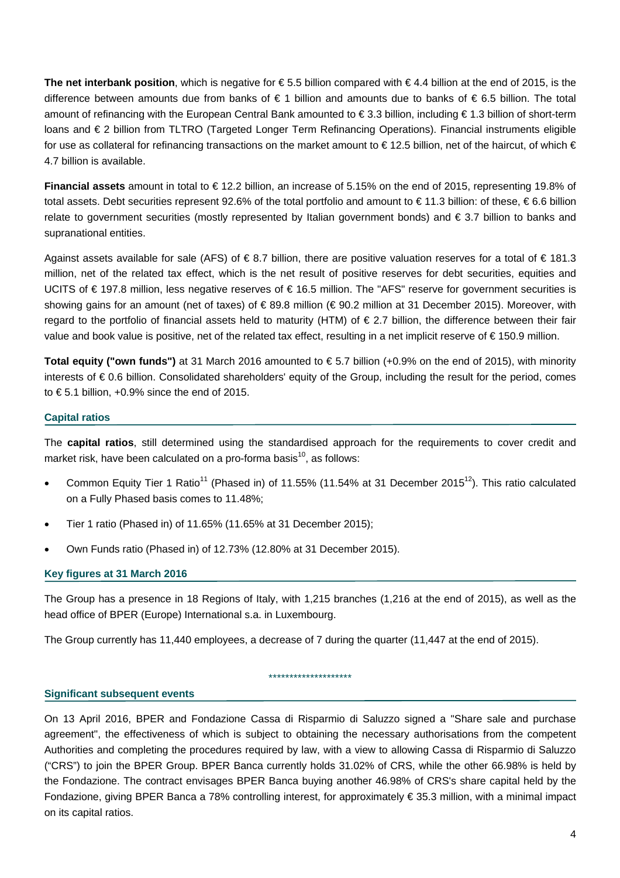**The net interbank position**, which is negative for € 5.5 billion compared with € 4.4 billion at the end of 2015, is the difference between amounts due from banks of € 1 billion and amounts due to banks of € 6.5 billion. The total amount of refinancing with the European Central Bank amounted to € 3.3 billion, including € 1.3 billion of short-term loans and € 2 billion from TLTRO (Targeted Longer Term Refinancing Operations). Financial instruments eligible for use as collateral for refinancing transactions on the market amount to € 12.5 billion, net of the haircut, of which € 4.7 billion is available.

**Financial assets** amount in total to € 12.2 billion, an increase of 5.15% on the end of 2015, representing 19.8% of total assets. Debt securities represent 92.6% of the total portfolio and amount to € 11.3 billion: of these, € 6.6 billion relate to government securities (mostly represented by Italian government bonds) and € 3.7 billion to banks and supranational entities.

Against assets available for sale (AFS) of € 8.7 billion, there are positive valuation reserves for a total of € 181.3 million, net of the related tax effect, which is the net result of positive reserves for debt securities, equities and UCITS of € 197.8 million, less negative reserves of € 16.5 million. The "AFS" reserve for government securities is showing gains for an amount (net of taxes) of € 89.8 million (€ 90.2 million at 31 December 2015). Moreover, with regard to the portfolio of financial assets held to maturity (HTM) of € 2.7 billion, the difference between their fair value and book value is positive, net of the related tax effect, resulting in a net implicit reserve of € 150.9 million.

**Total equity ("own funds")** at 31 March 2016 amounted to € 5.7 billion (+0.9% on the end of 2015), with minority interests of € 0.6 billion. Consolidated shareholders' equity of the Group, including the result for the period, comes to € 5.1 billion, +0.9% since the end of 2015.

### Capital ratios

The **capital ratios**, still determined using the standardised approach for the requirements to cover credit and market risk, have been calculated on a pro-forma basis[10], as follows:

- Common Equity Tier 1 Ratio[11] (Phased in) of 11.55% (11.54% at 31 December 2015[12]). This ratio calculated on a Fully Phased basis comes to 11.48%;
- Tier 1 ratio (Phased in) of 11.65% (11.65% at 31 December 2015);
- Own Funds ratio (Phased in) of 12.73% (12.80% at 31 December 2015).

### Key figures at 31 March 2016

The Group has a presence in 18 Regions of Italy, with 1,215 branches (1,216 at the end of 2015), as well as the head office of BPER (Europe) International s.a. in Luxembourg.

The Group currently has 11,440 employees, a decrease of 7 during the quarter (11,447 at the end of 2015).

********************

### Significant subsequent events

On 13 April 2016, BPER and Fondazione Cassa di Risparmio di Saluzzo signed a "Share sale and purchase agreement", the effectiveness of which is subject to obtaining the necessary authorisations from the competent Authorities and completing the procedures required by law, with a view to allowing Cassa di Risparmio di Saluzzo ("CRS") to join the BPER Group. BPER Banca currently holds 31.02% of CRS, while the other 66.98% is held by the Fondazione. The contract envisages BPER Banca buying another 46.98% of CRS's share capital held by the Fondazione, giving BPER Banca a 78% controlling interest, for approximately € 35.3 million, with a minimal impact on its capital ratios.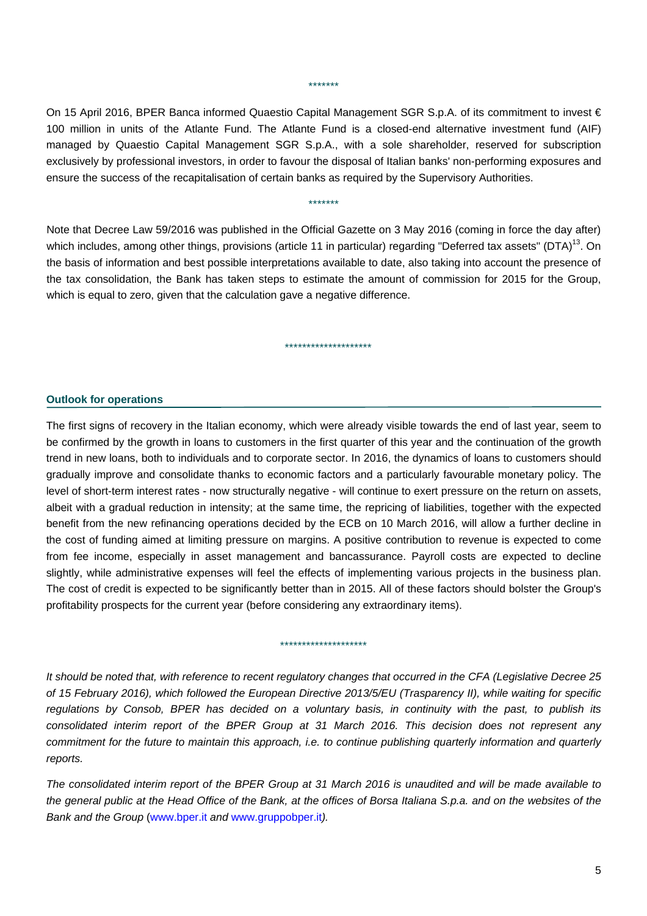\*\*\*\*\*\*\*

On 15 April 2016, BPER Banca informed Quaestio Capital Management SGR S.p.A. of its commitment to invest € 100 million in units of the Atlante Fund. The Atlante Fund is a closed-end alternative investment fund (AIF) managed by Quaestio Capital Management SGR S.p.A., with a sole shareholder, reserved for subscription exclusively by professional investors, in order to favour the disposal of Italian banks' non-performing exposures and ensure the success of the recapitalisation of certain banks as required by the Supervisory Authorities.

\*\*\*\*\*\*\*

Note that Decree Law 59/2016 was published in the Official Gazette on 3 May 2016 (coming in force the day after) which includes, among other things, provisions (article 11 in particular) regarding "Deferred tax assets" (DTA)[13]. On the basis of information and best possible interpretations available to date, also taking into account the presence of the tax consolidation, the Bank has taken steps to estimate the amount of commission for 2015 for the Group, which is equal to zero, given that the calculation gave a negative difference.

\*\*\*\*\*\*\*\*\*\*\*\*\*\*\*\*\*\*\*\*

## Outlook for operations

The first signs of recovery in the Italian economy, which were already visible towards the end of last year, seem to be confirmed by the growth in loans to customers in the first quarter of this year and the continuation of the growth trend in new loans, both to individuals and to corporate sector. In 2016, the dynamics of loans to customers should gradually improve and consolidate thanks to economic factors and a particularly favourable monetary policy. The level of short-term interest rates - now structurally negative - will continue to exert pressure on the return on assets, albeit with a gradual reduction in intensity; at the same time, the repricing of liabilities, together with the expected benefit from the new refinancing operations decided by the ECB on 10 March 2016, will allow a further decline in the cost of funding aimed at limiting pressure on margins. A positive contribution to revenue is expected to come from fee income, especially in asset management and bancassurance. Payroll costs are expected to decline slightly, while administrative expenses will feel the effects of implementing various projects in the business plan. The cost of credit is expected to be significantly better than in 2015. All of these factors should bolster the Group's profitability prospects for the current year (before considering any extraordinary items).

\*\*\*\*\*\*\*\*\*\*\*\*\*\*\*\*\*\*\*\*

*It should be noted that, with reference to recent regulatory changes that occurred in the CFA (Legislative Decree 25 of 15 February 2016), which followed the European Directive 2013/5/EU (Trasparency II), while waiting for specific regulations by Consob, BPER has decided on a voluntary basis, in continuity with the past, to publish its consolidated interim report of the BPER Group at 31 March 2016. This decision does not represent any commitment for the future to maintain this approach, i.e. to continue publishing quarterly information and quarterly reports.*

*The consolidated interim report of the BPER Group at 31 March 2016 is unaudited and will be made available to the general public at the Head Office of the Bank, at the offices of Borsa Italiana S.p.a. and on the websites of the Bank and the Group* (www.bper.it *and* www.gruppobper.it*).*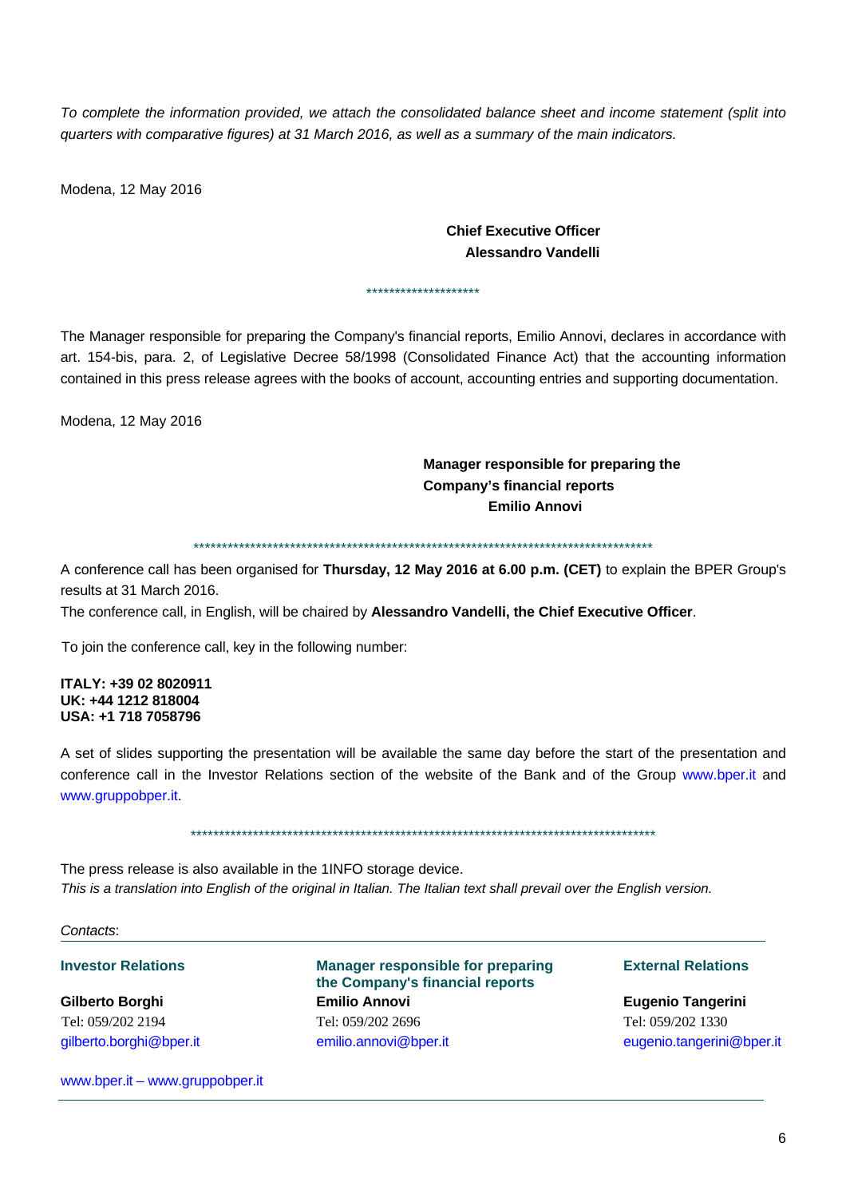*To complete the information provided, we attach the consolidated balance sheet and income statement (split into quarters with comparative figures) at 31 March 2016, as well as a summary of the main indicators.*

Modena, 12 May 2016

**Chief Executive Officer**
**Alessandro Vandelli**

********************

The Manager responsible for preparing the Company's financial reports, Emilio Annovi, declares in accordance with art. 154-bis, para. 2, of Legislative Decree 58/1998 (Consolidated Finance Act) that the accounting information contained in this press release agrees with the books of account, accounting entries and supporting documentation.

Modena, 12 May 2016

**Manager responsible for preparing the Company's financial reports**
**Emilio Annovi**

************************************************************************************

A conference call has been organised for **Thursday, 12 May 2016 at 6.00 p.m. (CET)** to explain the BPER Group's results at 31 March 2016.
The conference call, in English, will be chaired by **Alessandro Vandelli, the Chief Executive Officer**.

To join the conference call, key in the following number:

**ITALY: +39 02 8020911**
**UK: +44 1212 818004**
**USA: +1 718 7058796**

A set of slides supporting the presentation will be available the same day before the start of the presentation and conference call in the Investor Relations section of the website of the Bank and of the Group www.bper.it and www.gruppobper.it.

************************************************************************************

The press release is also available in the 1INFO storage device.
*This is a translation into English of the original in Italian. The Italian text shall prevail over the English version.*

*Contacts*:

| Investor Relations | Manager responsible for preparing the Company's financial reports | External Relations |
|---|---|---|
| **Gilberto Borghi** | **Emilio Annovi** | **Eugenio Tangerini** |
| Tel: 059/202 2194 | Tel: 059/202 2696 | Tel: 059/202 1330 |
| gilberto.borghi@bper.it | emilio.annovi@bper.it | eugenio.tangerini@bper.it |

www.bper.it – www.gruppobper.it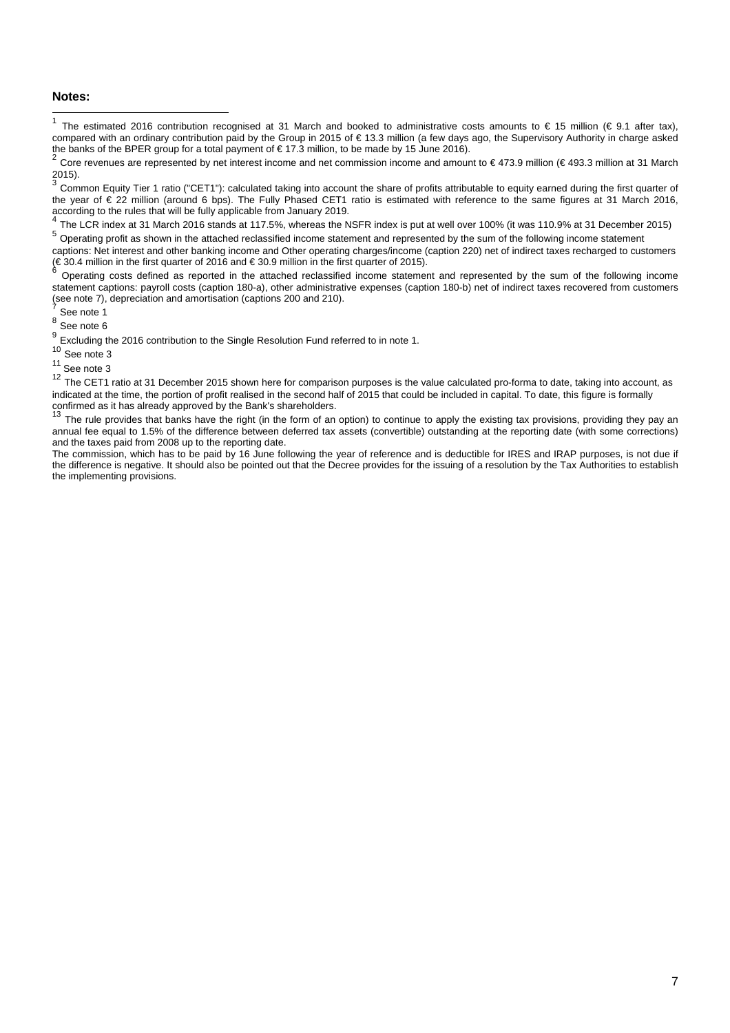**Notes:**

[1] The estimated 2016 contribution recognised at 31 March and booked to administrative costs amounts to € 15 million (€ 9.1 after tax), compared with an ordinary contribution paid by the Group in 2015 of € 13.3 million (a few days ago, the Supervisory Authority in charge asked the banks of the BPER group for a total payment of € 17.3 million, to be made by 15 June 2016).

[2] Core revenues are represented by net interest income and net commission income and amount to € 473.9 million (€ 493.3 million at 31 March 2015).

[3] Common Equity Tier 1 ratio ("CET1"): calculated taking into account the share of profits attributable to equity earned during the first quarter of the year of € 22 million (around 6 bps). The Fully Phased CET1 ratio is estimated with reference to the same figures at 31 March 2016, according to the rules that will be fully applicable from January 2019.

[4] The LCR index at 31 March 2016 stands at 117.5%, whereas the NSFR index is put at well over 100% (it was 110.9% at 31 December 2015)

[5] Operating profit as shown in the attached reclassified income statement and represented by the sum of the following income statement captions: Net interest and other banking income and Other operating charges/income (caption 220) net of indirect taxes recharged to customers (€ 30.4 million in the first quarter of 2016 and € 30.9 million in the first quarter of 2015).

[6] Operating costs defined as reported in the attached reclassified income statement and represented by the sum of the following income statement captions: payroll costs (caption 180-a), other administrative expenses (caption 180-b) net of indirect taxes recovered from customers (see note 7), depreciation and amortisation (captions 200 and 210).

[7] See note 1

[8] See note 6

[9] Excluding the 2016 contribution to the Single Resolution Fund referred to in note 1.

[10] See note 3

[11] See note 3

[12] The CET1 ratio at 31 December 2015 shown here for comparison purposes is the value calculated pro-forma to date, taking into account, as indicated at the time, the portion of profit realised in the second half of 2015 that could be included in capital. To date, this figure is formally confirmed as it has already approved by the Bank's shareholders.

[13] The rule provides that banks have the right (in the form of an option) to continue to apply the existing tax provisions, providing they pay an annual fee equal to 1.5% of the difference between deferred tax assets (convertible) outstanding at the reporting date (with some corrections) and the taxes paid from 2008 up to the reporting date.

The commission, which has to be paid by 16 June following the year of reference and is deductible for IRES and IRAP purposes, is not due if the difference is negative. It should also be pointed out that the Decree provides for the issuing of a resolution by the Tax Authorities to establish the implementing provisions.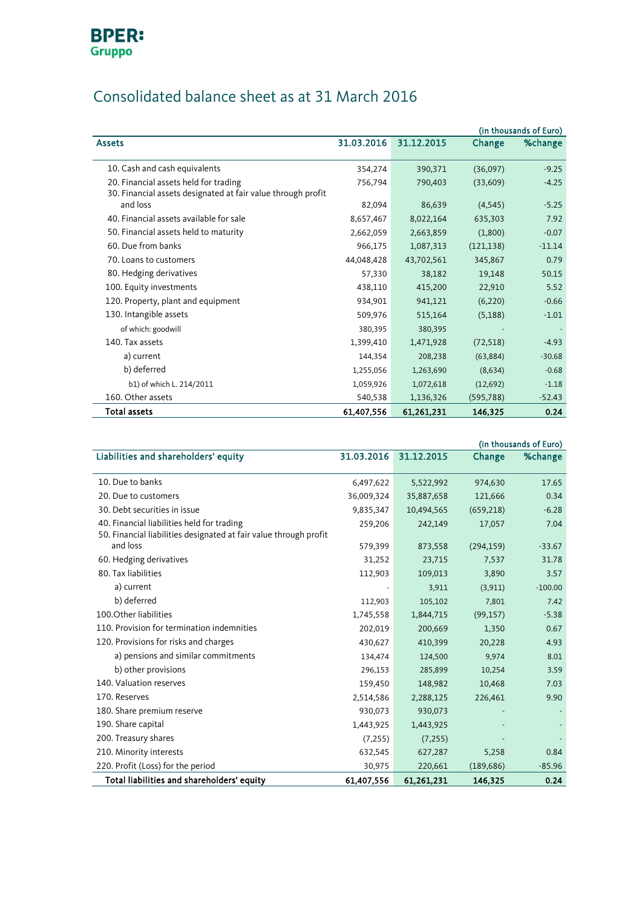BPER:
Gruppo

# Consolidated balance sheet as at 31 March 2016

(in thousands of Euro)

| Assets | 31.03.2016 | 31.12.2015 | Change | %change |
|---|---|---|---|---|
| 10. Cash and cash equivalents | 354,274 | 390,371 | (36,097) | -9.25 |
| 20. Financial assets held for trading | 756,794 | 790,403 | (33,609) | -4.25 |
| 30. Financial assets designated at fair value through profit and loss | 82,094 | 86,639 | (4,545) | -5.25 |
| 40. Financial assets available for sale | 8,657,467 | 8,022,164 | 635,303 | 7.92 |
| 50. Financial assets held to maturity | 2,662,059 | 2,663,859 | (1,800) | -0.07 |
| 60. Due from banks | 966,175 | 1,087,313 | (121,138) | -11.14 |
| 70. Loans to customers | 44,048,428 | 43,702,561 | 345,867 | 0.79 |
| 80. Hedging derivatives | 57,330 | 38,182 | 19,148 | 50.15 |
| 100. Equity investments | 438,110 | 415,200 | 22,910 | 5.52 |
| 120. Property, plant and equipment | 934,901 | 941,121 | (6,220) | -0.66 |
| 130. Intangible assets | 509,976 | 515,164 | (5,188) | -1.01 |
| of which: goodwill | 380,395 | 380,395 | - | - |
| 140. Tax assets | 1,399,410 | 1,471,928 | (72,518) | -4.93 |
| a) current | 144,354 | 208,238 | (63,884) | -30.68 |
| b) deferred | 1,255,056 | 1,263,690 | (8,634) | -0.68 |
| b1) of which L. 214/2011 | 1,059,926 | 1,072,618 | (12,692) | -1.18 |
| 160. Other assets | 540,538 | 1,136,326 | (595,788) | -52.43 |
| **Total assets** | **61,407,556** | **61,261,231** | **146,325** | **0.24** |

(in thousands of Euro)

| Liabilities and shareholders' equity | 31.03.2016 | 31.12.2015 | Change | %change |
|---|---|---|---|---|
| 10. Due to banks | 6,497,622 | 5,522,992 | 974,630 | 17.65 |
| 20. Due to customers | 36,009,324 | 35,887,658 | 121,666 | 0.34 |
| 30. Debt securities in issue | 9,835,347 | 10,494,565 | (659,218) | -6.28 |
| 40. Financial liabilities held for trading | 259,206 | 242,149 | 17,057 | 7.04 |
| 50. Financial liabilities designated at fair value through profit and loss | 579,399 | 873,558 | (294,159) | -33.67 |
| 60. Hedging derivatives | 31,252 | 23,715 | 7,537 | 31.78 |
| 80. Tax liabilities | 112,903 | 109,013 | 3,890 | 3.57 |
| a) current | - | 3,911 | (3,911) | -100.00 |
| b) deferred | 112,903 | 105,102 | 7,801 | 7.42 |
| 100.Other liabilities | 1,745,558 | 1,844,715 | (99,157) | -5.38 |
| 110. Provision for termination indemnities | 202,019 | 200,669 | 1,350 | 0.67 |
| 120. Provisions for risks and charges | 430,627 | 410,399 | 20,228 | 4.93 |
| a) pensions and similar commitments | 134,474 | 124,500 | 9,974 | 8.01 |
| b) other provisions | 296,153 | 285,899 | 10,254 | 3.59 |
| 140. Valuation reserves | 159,450 | 148,982 | 10,468 | 7.03 |
| 170. Reserves | 2,514,586 | 2,288,125 | 226,461 | 9.90 |
| 180. Share premium reserve | 930,073 | 930,073 | - | - |
| 190. Share capital | 1,443,925 | 1,443,925 | - | - |
| 200. Treasury shares | (7,255) | (7,255) | - | - |
| 210. Minority interests | 632,545 | 627,287 | 5,258 | 0.84 |
| 220. Profit (Loss) for the period | 30,975 | 220,661 | (189,686) | -85.96 |
| **Total liabilities and shareholders' equity** | **61,407,556** | **61,261,231** | **146,325** | **0.24** |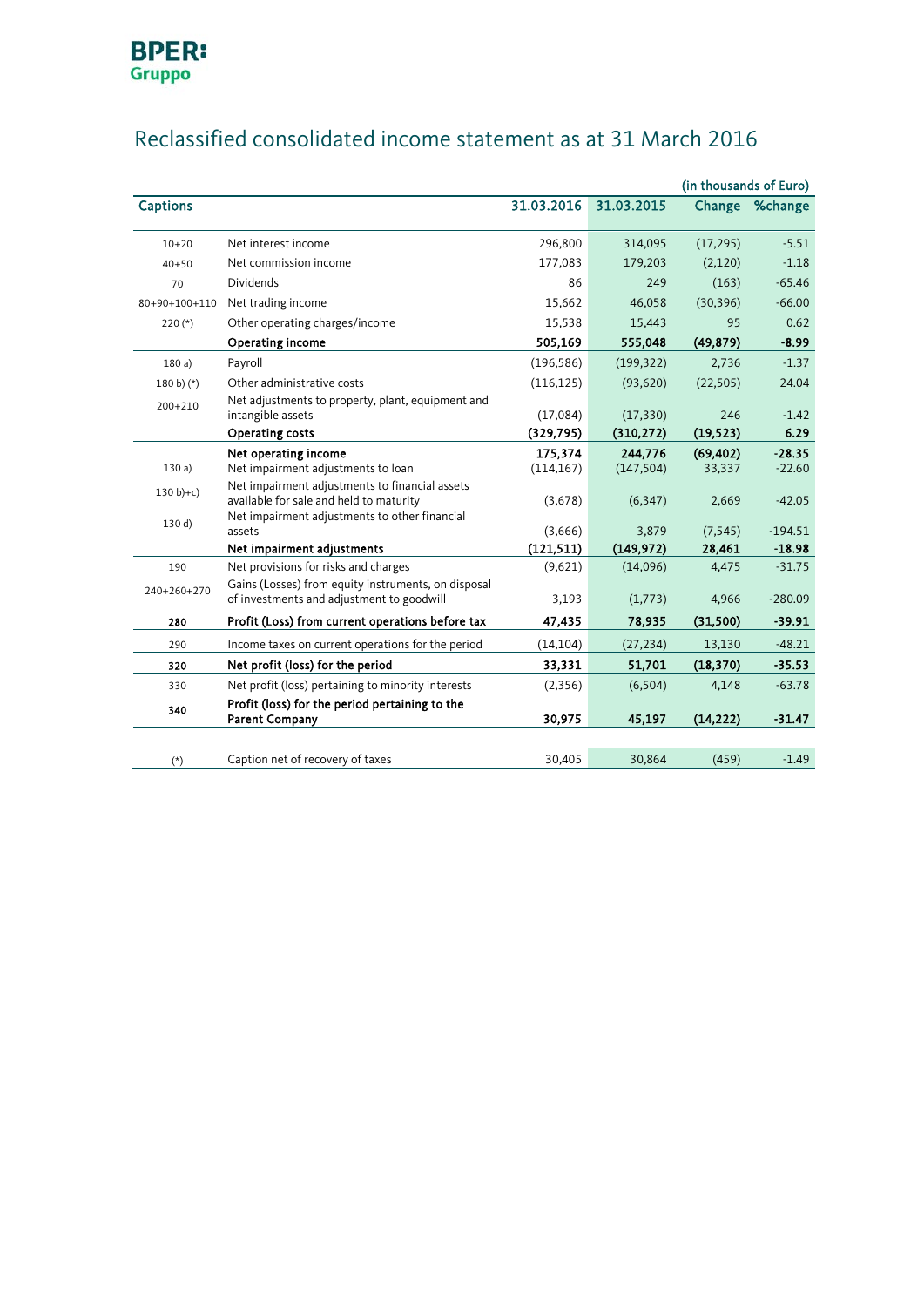**BPER: Gruppo**

# Reclassified consolidated income statement as at 31 March 2016

(in thousands of Euro)

| Captions | | 31.03.2016 | 31.03.2015 | Change | %change |
|---|---|---|---|---|---|
| 10+20 | Net interest income | 296,800 | 314,095 | (17,295) | -5.51 |
| 40+50 | Net commission income | 177,083 | 179,203 | (2,120) | -1.18 |
| 70 | Dividends | 86 | 249 | (163) | -65.46 |
| 80+90+100+110 | Net trading income | 15,662 | 46,058 | (30,396) | -66.00 |
| 220 (*) | Other operating charges/income | 15,538 | 15,443 | 95 | 0.62 |
| | **Operating income** | **505,169** | **555,048** | **(49,879)** | **-8.99** |
| 180 a) | Payroll | (196,586) | (199,322) | 2,736 | -1.37 |
| 180 b) (*) | Other administrative costs | (116,125) | (93,620) | (22,505) | 24.04 |
| 200+210 | Net adjustments to property, plant, equipment and intangible assets | (17,084) | (17,330) | 246 | -1.42 |
| | **Operating costs** | **(329,795)** | **(310,272)** | **(19,523)** | **6.29** |
| | **Net operating income** | **175,374** | **244,776** | **(69,402)** | **-28.35** |
| 130 a) | Net impairment adjustments to loan | (114,167) | (147,504) | 33,337 | -22.60 |
| 130 b)+c) | Net impairment adjustments to financial assets available for sale and held to maturity | (3,678) | (6,347) | 2,669 | -42.05 |
| 130 d) | Net impairment adjustments to other financial assets | (3,666) | 3,879 | (7,545) | -194.51 |
| | **Net impairment adjustments** | **(121,511)** | **(149,972)** | **28,461** | **-18.98** |
| 190 | Net provisions for risks and charges | (9,621) | (14,096) | 4,475 | -31.75 |
| 240+260+270 | Gains (Losses) from equity instruments, on disposal of investments and adjustment to goodwill | 3,193 | (1,773) | 4,966 | -280.09 |
| **280** | **Profit (Loss) from current operations before tax** | **47,435** | **78,935** | **(31,500)** | **-39.91** |
| 290 | Income taxes on current operations for the period | (14,104) | (27,234) | 13,130 | -48.21 |
| **320** | **Net profit (loss) for the period** | **33,331** | **51,701** | **(18,370)** | **-35.53** |
| 330 | Net profit (loss) pertaining to minority interests | (2,356) | (6,504) | 4,148 | -63.78 |
| **340** | **Profit (loss) for the period pertaining to the Parent Company** | **30,975** | **45,197** | **(14,222)** | **-31.47** |
| | | | | | |
| (*) | Caption net of recovery of taxes | 30,405 | 30,864 | (459) | -1.49 |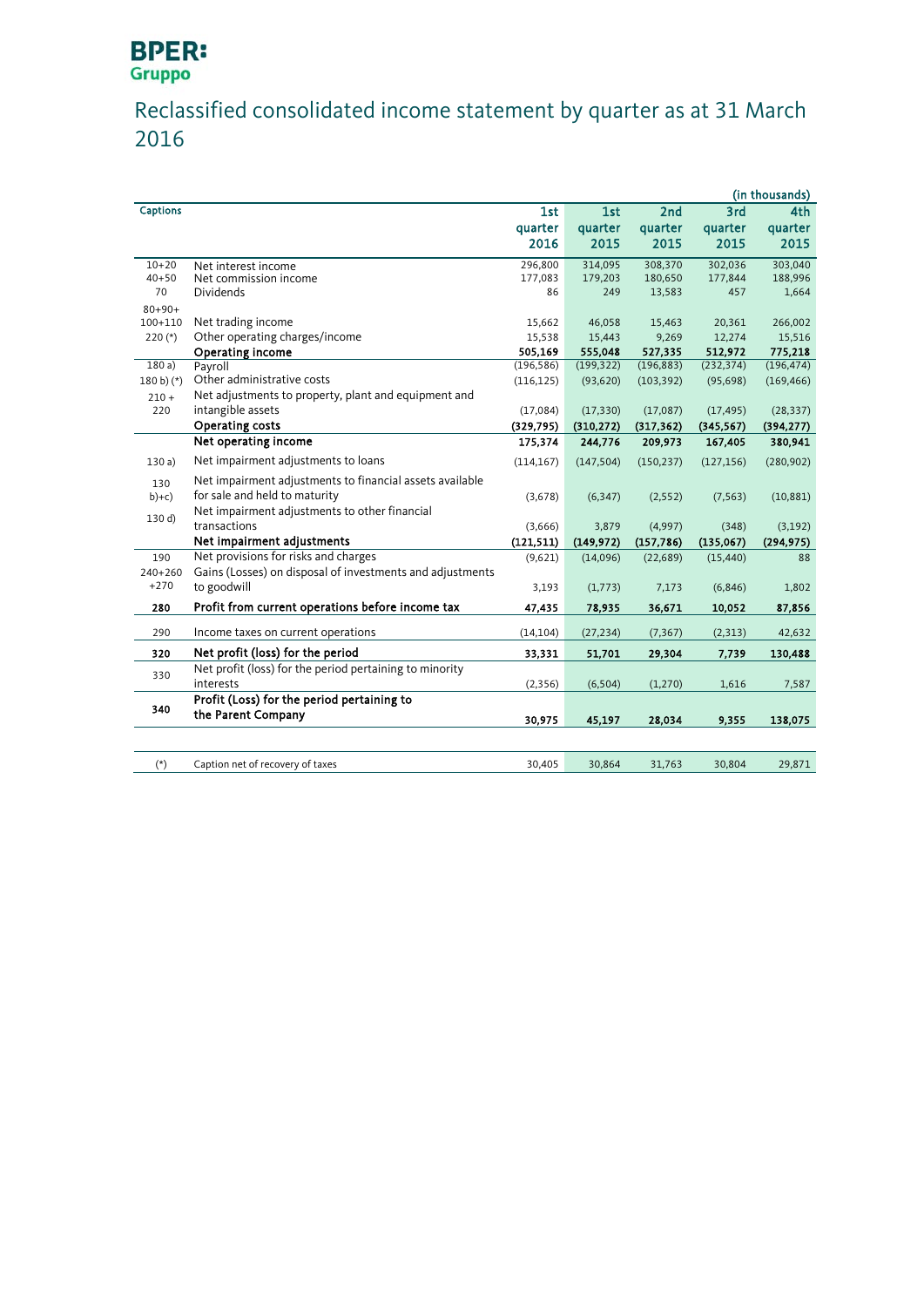BPER:
Gruppo

# Reclassified consolidated income statement by quarter as at 31 March 2016

(in thousands)

| Captions | | 1st quarter 2016 | 1st quarter 2015 | 2nd quarter 2015 | 3rd quarter 2015 | 4th quarter 2015 |
|---|---|---|---|---|---|---|
| 10+20 | Net interest income | 296,800 | 314,095 | 308,370 | 302,036 | 303,040 |
| 40+50 | Net commission income | 177,083 | 179,203 | 180,650 | 177,844 | 188,996 |
| 70 | Dividends | 86 | 249 | 13,583 | 457 | 1,664 |
| 80+90+ 100+110 | Net trading income | 15,662 | 46,058 | 15,463 | 20,361 | 266,002 |
| 220 (*) | Other operating charges/income | 15,538 | 15,443 | 9,269 | 12,274 | 15,516 |
| | **Operating income** | **505,169** | **555,048** | **527,335** | **512,972** | **775,218** |
| 180 a) | Payroll | (196,586) | (199,322) | (196,883) | (232,374) | (196,474) |
| 180 b) (*) | Other administrative costs | (116,125) | (93,620) | (103,392) | (95,698) | (169,466) |
| 210 + 220 | Net adjustments to property, plant and equipment and intangible assets | (17,084) | (17,330) | (17,087) | (17,495) | (28,337) |
| | **Operating costs** | **(329,795)** | **(310,272)** | **(317,362)** | **(345,567)** | **(394,277)** |
| | **Net operating income** | **175,374** | **244,776** | **209,973** | **167,405** | **380,941** |
| 130 a) | Net impairment adjustments to loans | (114,167) | (147,504) | (150,237) | (127,156) | (280,902) |
| 130 b)+c) | Net impairment adjustments to financial assets available for sale and held to maturity | (3,678) | (6,347) | (2,552) | (7,563) | (10,881) |
| 130 d) | Net impairment adjustments to other financial transactions | (3,666) | 3,879 | (4,997) | (348) | (3,192) |
| | **Net impairment adjustments** | **(121,511)** | **(149,972)** | **(157,786)** | **(135,067)** | **(294,975)** |
| 190 | Net provisions for risks and charges | (9,621) | (14,096) | (22,689) | (15,440) | 88 |
| 240+260 +270 | Gains (Losses) on disposal of investments and adjustments to goodwill | 3,193 | (1,773) | 7,173 | (6,846) | 1,802 |
| **280** | **Profit from current operations before income tax** | **47,435** | **78,935** | **36,671** | **10,052** | **87,856** |
| 290 | Income taxes on current operations | (14,104) | (27,234) | (7,367) | (2,313) | 42,632 |
| **320** | **Net profit (loss) for the period** | **33,331** | **51,701** | **29,304** | **7,739** | **130,488** |
| 330 | Net profit (loss) for the period pertaining to minority interests | (2,356) | (6,504) | (1,270) | 1,616 | 7,587 |
| **340** | **Profit (Loss) for the period pertaining to the Parent Company** | **30,975** | **45,197** | **28,034** | **9,355** | **138,075** |
| | | | | | | |
| (*) | Caption net of recovery of taxes | 30,405 | 30,864 | 31,763 | 30,804 | 29,871 |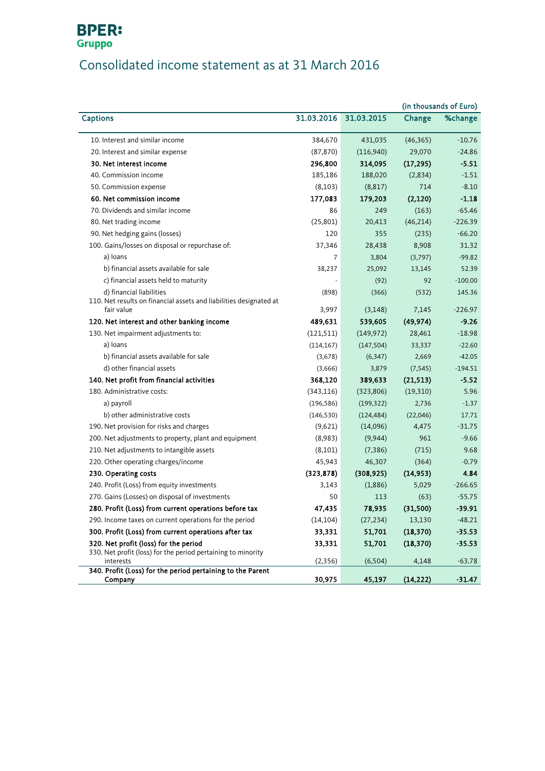BPER:
Gruppo

# Consolidated income statement as at 31 March 2016

(in thousands of Euro)

| Captions | 31.03.2016 | 31.03.2015 | Change | %change |
|---|---|---|---|---|
| 10. Interest and similar income | 384,670 | 431,035 | (46,365) | -10.76 |
| 20. Interest and similar expense | (87,870) | (116,940) | 29,070 | -24.86 |
| **30. Net interest income** | **296,800** | **314,095** | **(17,295)** | **-5.51** |
| 40. Commission income | 185,186 | 188,020 | (2,834) | -1.51 |
| 50. Commission expense | (8,103) | (8,817) | 714 | -8.10 |
| **60. Net commission income** | **177,083** | **179,203** | **(2,120)** | **-1.18** |
| 70. Dividends and similar income | 86 | 249 | (163) | -65.46 |
| 80. Net trading income | (25,801) | 20,413 | (46,214) | -226.39 |
| 90. Net hedging gains (losses) | 120 | 355 | (235) | -66.20 |
| 100. Gains/losses on disposal or repurchase of: | 37,346 | 28,438 | 8,908 | 31.32 |
| a) loans | 7 | 3,804 | (3,797) | -99.82 |
| b) financial assets available for sale | 38,237 | 25,092 | 13,145 | 52.39 |
| c) financial assets held to maturity | - | (92) | 92 | -100.00 |
| d) financial liabilities | (898) | (366) | (532) | 145.36 |
| 110. Net results on financial assets and liabilities designated at fair value | 3,997 | (3,148) | 7,145 | -226.97 |
| **120. Net interest and other banking income** | **489,631** | **539,605** | **(49,974)** | **-9.26** |
| 130. Net impairment adjustments to: | (121,511) | (149,972) | 28,461 | -18.98 |
| a) loans | (114,167) | (147,504) | 33,337 | -22.60 |
| b) financial assets available for sale | (3,678) | (6,347) | 2,669 | -42.05 |
| d) other financial assets | (3,666) | 3,879 | (7,545) | -194.51 |
| **140. Net profit from financial activities** | **368,120** | **389,633** | **(21,513)** | **-5.52** |
| 180. Administrative costs: | (343,116) | (323,806) | (19,310) | 5.96 |
| a) payroll | (196,586) | (199,322) | 2,736 | -1.37 |
| b) other administrative costs | (146,530) | (124,484) | (22,046) | 17.71 |
| 190. Net provision for risks and charges | (9,621) | (14,096) | 4,475 | -31.75 |
| 200. Net adjustments to property, plant and equipment | (8,983) | (9,944) | 961 | -9.66 |
| 210. Net adjustments to intangible assets | (8,101) | (7,386) | (715) | 9.68 |
| 220. Other operating charges/income | 45,943 | 46,307 | (364) | -0.79 |
| **230. Operating costs** | **(323,878)** | **(308,925)** | **(14,953)** | **4.84** |
| 240. Profit (Loss) from equity investments | 3,143 | (1,886) | 5,029 | -266.65 |
| 270. Gains (Losses) on disposal of investments | 50 | 113 | (63) | -55.75 |
| **280. Profit (Loss) from current operations before tax** | **47,435** | **78,935** | **(31,500)** | **-39.91** |
| 290. Income taxes on current operations for the period | (14,104) | (27,234) | 13,130 | -48.21 |
| **300. Profit (Loss) from current operations after tax** | **33,331** | **51,701** | **(18,370)** | **-35.53** |
| **320. Net profit (loss) for the period** | **33,331** | **51,701** | **(18,370)** | **-35.53** |
| 330. Net profit (loss) for the period pertaining to minority interests | (2,356) | (6,504) | 4,148 | -63.78 |
| **340. Profit (Loss) for the period pertaining to the Parent Company** | **30,975** | **45,197** | **(14,222)** | **-31.47** |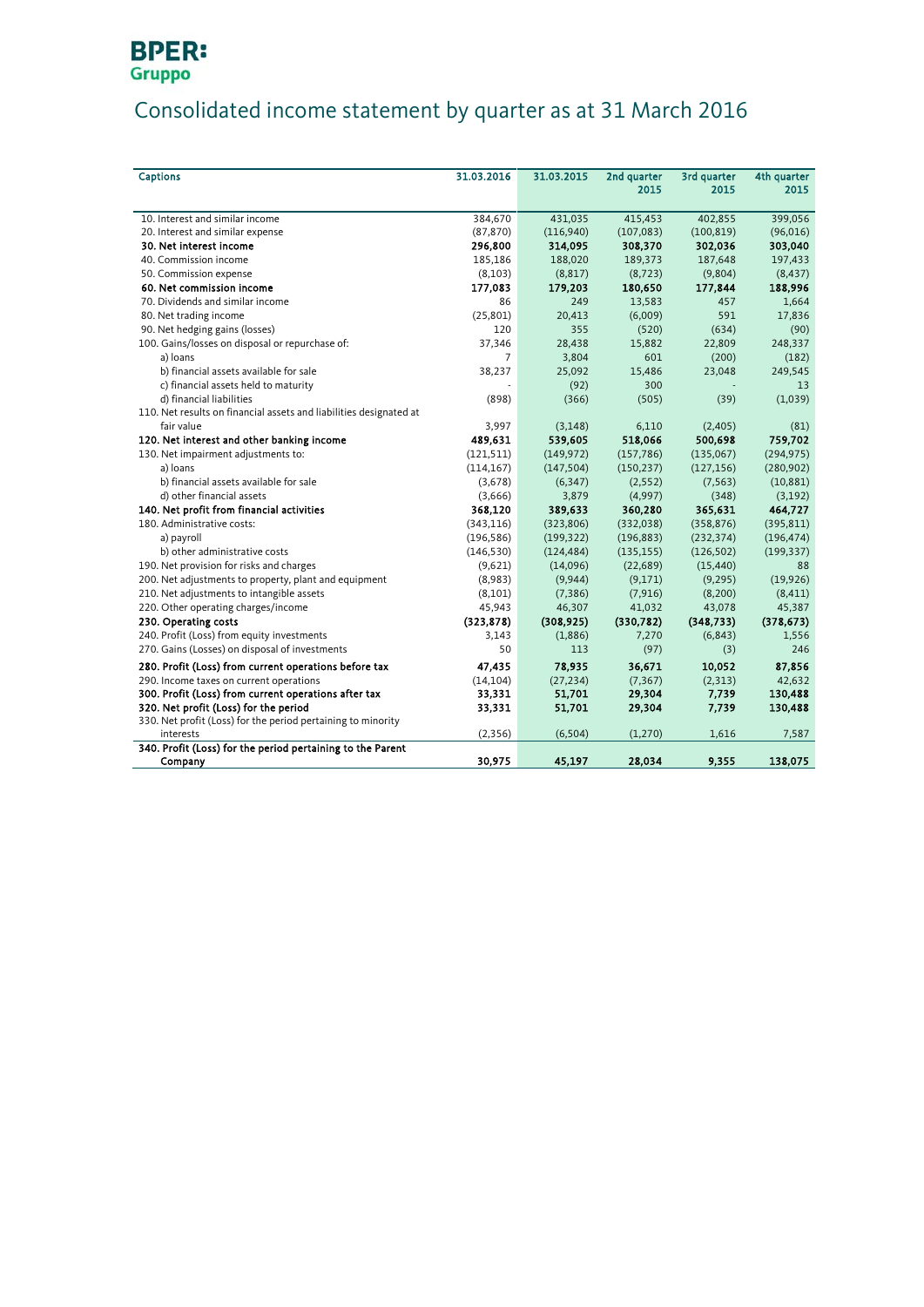BPER:
Gruppo

# Consolidated income statement by quarter as at 31 March 2016

| Captions | 31.03.2016 | 31.03.2015 | 2nd quarter 2015 | 3rd quarter 2015 | 4th quarter 2015 |
|---|---|---|---|---|---|
| 10. Interest and similar income | 384,670 | 431,035 | 415,453 | 402,855 | 399,056 |
| 20. Interest and similar expense | (87,870) | (116,940) | (107,083) | (100,819) | (96,016) |
| **30. Net interest income** | **296,800** | **314,095** | **308,370** | **302,036** | **303,040** |
| 40. Commission income | 185,186 | 188,020 | 189,373 | 187,648 | 197,433 |
| 50. Commission expense | (8,103) | (8,817) | (8,723) | (9,804) | (8,437) |
| **60. Net commission income** | **177,083** | **179,203** | **180,650** | **177,844** | **188,996** |
| 70. Dividends and similar income | 86 | 249 | 13,583 | 457 | 1,664 |
| 80. Net trading income | (25,801) | 20,413 | (6,009) | 591 | 17,836 |
| 90. Net hedging gains (losses) | 120 | 355 | (520) | (634) | (90) |
| 100. Gains/losses on disposal or repurchase of: | 37,346 | 28,438 | 15,882 | 22,809 | 248,337 |
| a) loans | 7 | 3,804 | 601 | (200) | (182) |
| b) financial assets available for sale | 38,237 | 25,092 | 15,486 | 23,048 | 249,545 |
| c) financial assets held to maturity | - | (92) | 300 | - | 13 |
| d) financial liabilities | (898) | (366) | (505) | (39) | (1,039) |
| 110. Net results on financial assets and liabilities designated at fair value | 3,997 | (3,148) | 6,110 | (2,405) | (81) |
| **120. Net interest and other banking income** | **489,631** | **539,605** | **518,066** | **500,698** | **759,702** |
| 130. Net impairment adjustments to: | (121,511) | (149,972) | (157,786) | (135,067) | (294,975) |
| a) loans | (114,167) | (147,504) | (150,237) | (127,156) | (280,902) |
| b) financial assets available for sale | (3,678) | (6,347) | (2,552) | (7,563) | (10,881) |
| d) other financial assets | (3,666) | 3,879 | (4,997) | (348) | (3,192) |
| **140. Net profit from financial activities** | **368,120** | **389,633** | **360,280** | **365,631** | **464,727** |
| 180. Administrative costs: | (343,116) | (323,806) | (332,038) | (358,876) | (395,811) |
| a) payroll | (196,586) | (199,322) | (196,883) | (232,374) | (196,474) |
| b) other administrative costs | (146,530) | (124,484) | (135,155) | (126,502) | (199,337) |
| 190. Net provision for risks and charges | (9,621) | (14,096) | (22,689) | (15,440) | 88 |
| 200. Net adjustments to property, plant and equipment | (8,983) | (9,944) | (9,171) | (9,295) | (19,926) |
| 210. Net adjustments to intangible assets | (8,101) | (7,386) | (7,916) | (8,200) | (8,411) |
| 220. Other operating charges/income | 45,943 | 46,307 | 41,032 | 43,078 | 45,387 |
| **230. Operating costs** | **(323,878)** | **(308,925)** | **(330,782)** | **(348,733)** | **(378,673)** |
| 240. Profit (Loss) from equity investments | 3,143 | (1,886) | 7,270 | (6,843) | 1,556 |
| 270. Gains (Losses) on disposal of investments | 50 | 113 | (97) | (3) | 246 |
| **280. Profit (Loss) from current operations before tax** | **47,435** | **78,935** | **36,671** | **10,052** | **87,856** |
| 290. Income taxes on current operations | (14,104) | (27,234) | (7,367) | (2,313) | 42,632 |
| **300. Profit (Loss) from current operations after tax** | **33,331** | **51,701** | **29,304** | **7,739** | **130,488** |
| **320. Net profit (Loss) for the period** | **33,331** | **51,701** | **29,304** | **7,739** | **130,488** |
| 330. Net profit (Loss) for the period pertaining to minority interests | (2,356) | (6,504) | (1,270) | 1,616 | 7,587 |
| **340. Profit (Loss) for the period pertaining to the Parent Company** | **30,975** | **45,197** | **28,034** | **9,355** | **138,075** |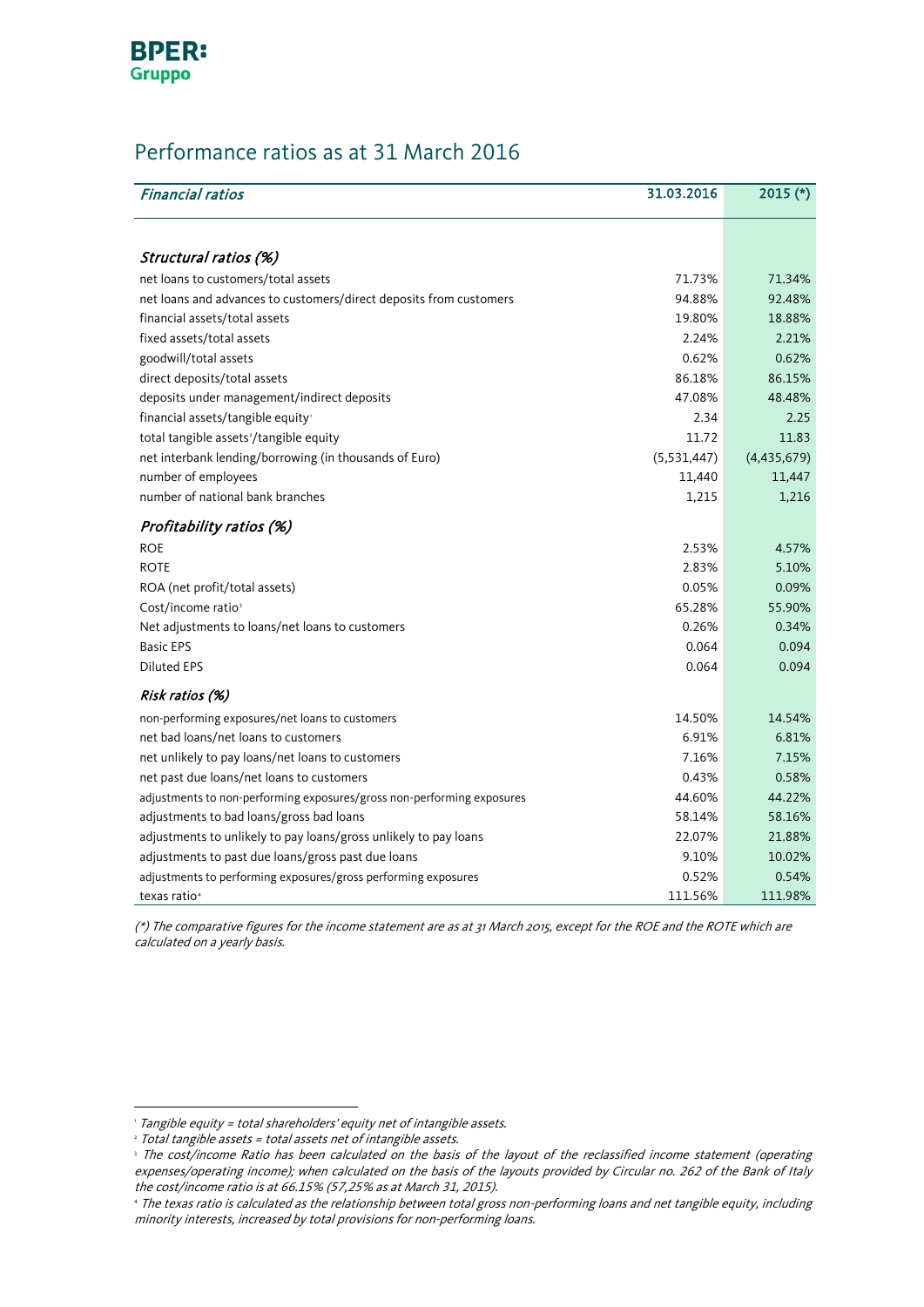## Performance ratios as at 31 March 2016

| *Financial ratios* | 31.03.2016 | 2015 (*) |
|---|---|---|
| ***Structural ratios (%)*** | | |
| net loans to customers/total assets | 71.73% | 71.34% |
| net loans and advances to customers/direct deposits from customers | 94.88% | 92.48% |
| financial assets/total assets | 19.80% | 18.88% |
| fixed assets/total assets | 2.24% | 2.21% |
| goodwill/total assets | 0.62% | 0.62% |
| direct deposits/total assets | 86.18% | 86.15% |
| deposits under management/indirect deposits | 47.08% | 48.48% |
| financial assets/tangible equity[1] | 2.34 | 2.25 |
| total tangible assets[2]/tangible equity | 11.72 | 11.83 |
| net interbank lending/borrowing (in thousands of Euro) | (5,531,447) | (4,435,679) |
| number of employees | 11,440 | 11,447 |
| number of national bank branches | 1,215 | 1,216 |
| ***Profitability ratios (%)*** | | |
| ROE | 2.53% | 4.57% |
| ROTE | 2.83% | 5.10% |
| ROA (net profit/total assets) | 0.05% | 0.09% |
| Cost/income ratio[3] | 65.28% | 55.90% |
| Net adjustments to loans/net loans to customers | 0.26% | 0.34% |
| Basic EPS | 0.064 | 0.094 |
| Diluted EPS | 0.064 | 0.094 |
| ***Risk ratios (%)*** | | |
| non-performing exposures/net loans to customers | 14.50% | 14.54% |
| net bad loans/net loans to customers | 6.91% | 6.81% |
| net unlikely to pay loans/net loans to customers | 7.16% | 7.15% |
| net past due loans/net loans to customers | 0.43% | 0.58% |
| adjustments to non-performing exposures/gross non-performing exposures | 44.60% | 44.22% |
| adjustments to bad loans/gross bad loans | 58.14% | 58.16% |
| adjustments to unlikely to pay loans/gross unlikely to pay loans | 22.07% | 21.88% |
| adjustments to past due loans/gross past due loans | 9.10% | 10.02% |
| adjustments to performing exposures/gross performing exposures | 0.52% | 0.54% |
| texas ratio[4] | 111.56% | 111.98% |

*(\*) The comparative figures for the income statement are as at 31 March 2015, except for the ROE and the ROTE which are calculated on a yearly basis.*

---

[1] *Tangible equity = total shareholders' equity net of intangible assets.*

[2] *Total tangible assets = total assets net of intangible assets.*

[3] *The cost/income Ratio has been calculated on the basis of the layout of the reclassified income statement (operating expenses/operating income); when calculated on the basis of the layouts provided by Circular no. 262 of the Bank of Italy the cost/income ratio is at 66.15% (57,25% as at March 31, 2015).*

[4] *The texas ratio is calculated as the relationship between total gross non-performing loans and net tangible equity, including minority interests, increased by total provisions for non-performing loans.*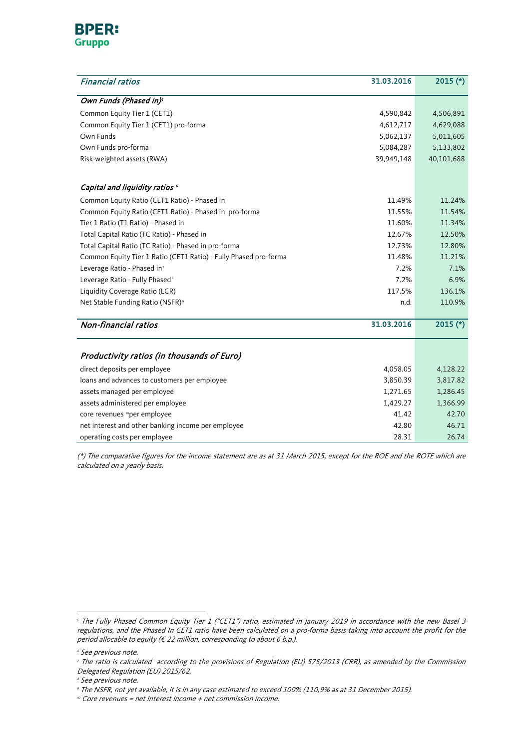| *Financial ratios* | 31.03.2016 | 2015 (*) |
|---|---|---|
| ***Own Funds (Phased in)***[5] | | |
| Common Equity Tier 1 (CET1) | 4,590,842 | 4,506,891 |
| Common Equity Tier 1 (CET1) pro-forma | 4,612,717 | 4,629,088 |
| Own Funds | 5,062,137 | 5,011,605 |
| Own Funds pro-forma | 5,084,287 | 5,133,802 |
| Risk-weighted assets (RWA) | 39,949,148 | 40,101,688 |
| | | |
| ***Capital and liquidity ratios*** [6] | | |
| Common Equity Ratio (CET1 Ratio) - Phased in | 11.49% | 11.24% |
| Common Equity Ratio (CET1 Ratio) - Phased in pro-forma | 11.55% | 11.54% |
| Tier 1 Ratio (T1 Ratio) - Phased in | 11.60% | 11.34% |
| Total Capital Ratio (TC Ratio) - Phased in | 12.67% | 12.50% |
| Total Capital Ratio (TC Ratio) - Phased in pro-forma | 12.73% | 12.80% |
| Common Equity Tier 1 Ratio (CET1 Ratio) - Fully Phased pro-forma | 11.48% | 11.21% |
| Leverage Ratio - Phased in[7] | 7.2% | 7.1% |
| Leverage Ratio - Fully Phased[8] | 7.2% | 6.9% |
| Liquidity Coverage Ratio (LCR) | 117.5% | 136.1% |
| Net Stable Funding Ratio (NSFR)[9] | n.d. | 110.9% |

| *Non-financial ratios* | 31.03.2016 | 2015 (*) |
|---|---|---|
| ***Productivity ratios (in thousands of Euro)*** | | |
| direct deposits per employee | 4,058.05 | 4,128.22 |
| loans and advances to customers per employee | 3,850.39 | 3,817.82 |
| assets managed per employee | 1,271.65 | 1,286.45 |
| assets administered per employee | 1,429.27 | 1,366.99 |
| core revenues [10]per employee | 41.42 | 42.70 |
| net interest and other banking income per employee | 42.80 | 46.71 |
| operating costs per employee | 28.31 | 26.74 |

*(\*) The comparative figures for the income statement are as at 31 March 2015, except for the ROE and the ROTE which are calculated on a yearly basis.*

---

[5] *The Fully Phased Common Equity Tier 1 ("CET1") ratio, estimated in January 2019 in accordance with the new Basel 3 regulations, and the Phased In CET1 ratio have been calculated on a pro-forma basis taking into account the profit for the period allocable to equity (€ 22 million, corresponding to about 6 b.p.).*

[6] *See previous note.*

[7] *The ratio is calculated according to the provisions of Regulation (EU) 575/2013 (CRR), as amended by the Commission Delegated Regulation (EU) 2015/62.*

[8] *See previous note.*

[9] *The NSFR, not yet available, it is in any case estimated to exceed 100% (110,9% as at 31 December 2015).*

[10] *Core revenues = net interest income + net commission income.*